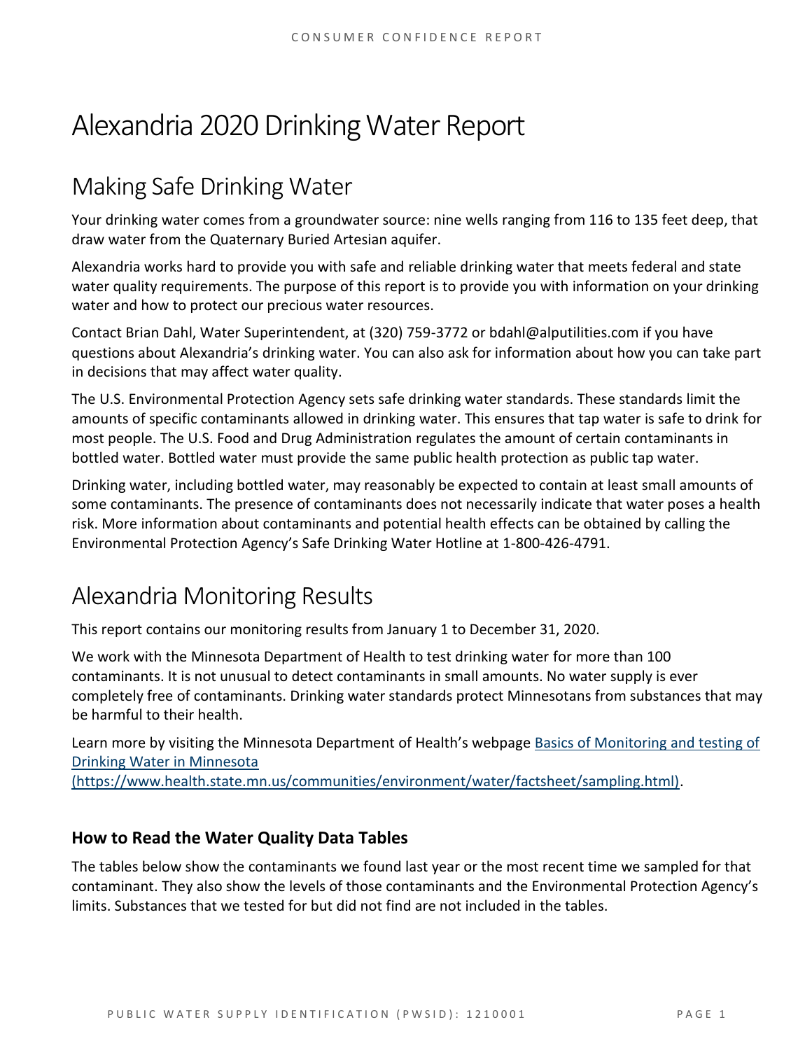# Alexandria 2020 Drinking Water Report

## Making Safe Drinking Water

Your drinking water comes from a groundwater source: nine wells ranging from 116 to 135 feet deep, that draw water from the Quaternary Buried Artesian aquifer.

Alexandria works hard to provide you with safe and reliable drinking water that meets federal and state water quality requirements. The purpose of this report is to provide you with information on your drinking water and how to protect our precious water resources.

Contact Brian Dahl, Water Superintendent, at (320) 759-3772 or bdahl@alputilities.com if you have questions about Alexandria's drinking water. You can also ask for information about how you can take part in decisions that may affect water quality.

The U.S. Environmental Protection Agency sets safe drinking water standards. These standards limit the amounts of specific contaminants allowed in drinking water. This ensures that tap water is safe to drink for most people. The U.S. Food and Drug Administration regulates the amount of certain contaminants in bottled water. Bottled water must provide the same public health protection as public tap water.

Drinking water, including bottled water, may reasonably be expected to contain at least small amounts of some contaminants. The presence of contaminants does not necessarily indicate that water poses a health risk. More information about contaminants and potential health effects can be obtained by calling the Environmental Protection Agency's Safe Drinking Water Hotline at 1-800-426-4791.

## Alexandria Monitoring Results

This report contains our monitoring results from January 1 to December 31, 2020.

We work with the Minnesota Department of Health to test drinking water for more than 100 contaminants. It is not unusual to detect contaminants in small amounts. No water supply is ever completely free of contaminants. Drinking water standards protect Minnesotans from substances that may be harmful to their health.

Learn more by visiting the Minnesota Department of Health's webpage [Basics of Monitoring and testing of Drinking Water in Minnesota (https://www.health.state.mn.us/communities/environment/water/factsheet/sampling.html)](https://www.health.state.mn.us/communities/environment/water/factsheet/sampling.html).

### How to Read the Water Quality Data Tables

The tables below show the contaminants we found last year or the most recent time we sampled for that contaminant. They also show the levels of those contaminants and the Environmental Protection Agency's limits. Substances that we tested for but did not find are not included in the tables.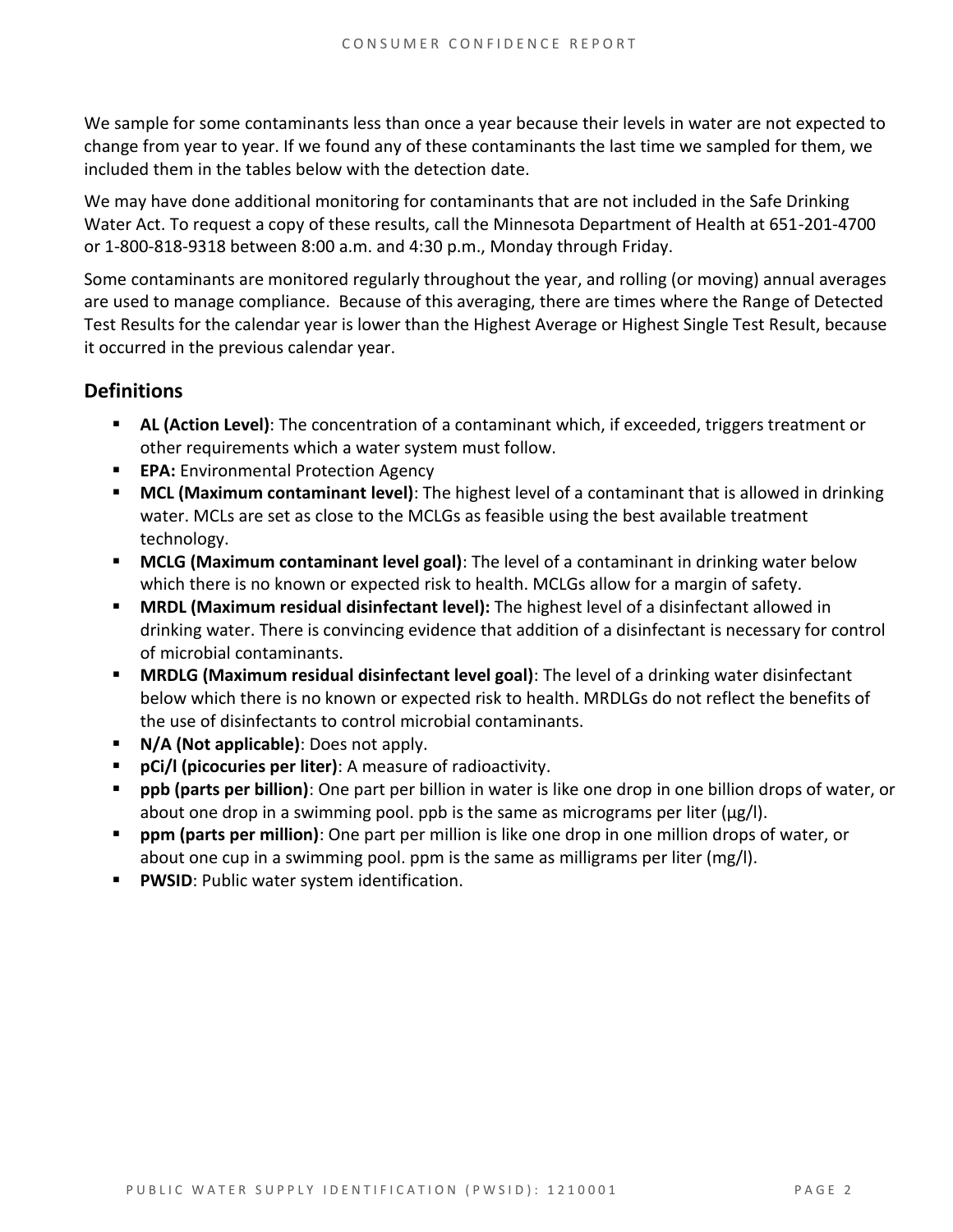We sample for some contaminants less than once a year because their levels in water are not expected to change from year to year. If we found any of these contaminants the last time we sampled for them, we included them in the tables below with the detection date.

We may have done additional monitoring for contaminants that are not included in the Safe Drinking Water Act. To request a copy of these results, call the Minnesota Department of Health at 651-201-4700 or 1-800-818-9318 between 8:00 a.m. and 4:30 p.m., Monday through Friday.

Some contaminants are monitored regularly throughout the year, and rolling (or moving) annual averages are used to manage compliance. Because of this averaging, there are times where the Range of Detected Test Results for the calendar year is lower than the Highest Average or Highest Single Test Result, because it occurred in the previous calendar year.

## Definitions

- **AL (Action Level)**: The concentration of a contaminant which, if exceeded, triggers treatment or other requirements which a water system must follow.
- **EPA:** Environmental Protection Agency
- **MCL (Maximum contaminant level)**: The highest level of a contaminant that is allowed in drinking water. MCLs are set as close to the MCLGs as feasible using the best available treatment technology.
- **MCLG (Maximum contaminant level goal)**: The level of a contaminant in drinking water below which there is no known or expected risk to health. MCLGs allow for a margin of safety.
- **MRDL (Maximum residual disinfectant level):** The highest level of a disinfectant allowed in drinking water. There is convincing evidence that addition of a disinfectant is necessary for control of microbial contaminants.
- **MRDLG (Maximum residual disinfectant level goal)**: The level of a drinking water disinfectant below which there is no known or expected risk to health. MRDLGs do not reflect the benefits of the use of disinfectants to control microbial contaminants.
- **N/A (Not applicable)**: Does not apply.
- **pCi/l (picocuries per liter)**: A measure of radioactivity.
- **ppb (parts per billion)**: One part per billion in water is like one drop in one billion drops of water, or about one drop in a swimming pool. ppb is the same as micrograms per liter (μg/l).
- **ppm (parts per million)**: One part per million is like one drop in one million drops of water, or about one cup in a swimming pool. ppm is the same as milligrams per liter (mg/l).
- **PWSID**: Public water system identification.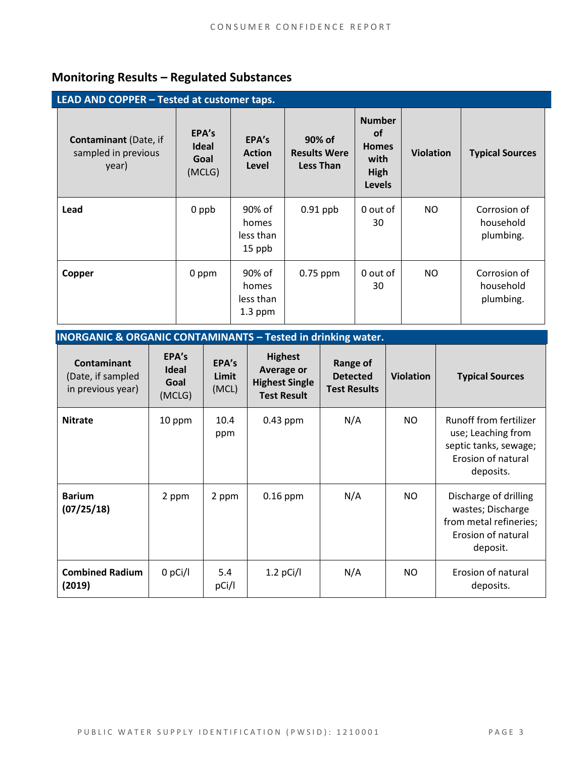## Monitoring Results – Regulated Substances

| LEAD AND COPPER – Tested at customer taps. | | | | | | |
|---|---|---|---|---|---|---|
| **Contaminant** (Date, if sampled in previous year) | **EPA's Ideal Goal** (MCLG) | **EPA's Action Level** | **90% of Results Were Less Than** | **Number of Homes with High Levels** | **Violation** | **Typical Sources** |
| **Lead** | 0 ppb | 90% of homes less than 15 ppb | 0.91 ppb | 0 out of 30 | NO | Corrosion of household plumbing. |
| **Copper** | 0 ppm | 90% of homes less than 1.3 ppm | 0.75 ppm | 0 out of 30 | NO | Corrosion of household plumbing. |

| INORGANIC & ORGANIC CONTAMINANTS – Tested in drinking water. | | | | | | |
|---|---|---|---|---|---|---|
| **Contaminant** (Date, if sampled in previous year) | **EPA's Ideal Goal** (MCLG) | **EPA's Limit** (MCL) | **Highest Average or Highest Single Test Result** | **Range of Detected Test Results** | **Violation** | **Typical Sources** |
| **Nitrate** | 10 ppm | 10.4 ppm | 0.43 ppm | N/A | NO | Runoff from fertilizer use; Leaching from septic tanks, sewage; Erosion of natural deposits. |
| **Barium (07/25/18)** | 2 ppm | 2 ppm | 0.16 ppm | N/A | NO | Discharge of drilling wastes; Discharge from metal refineries; Erosion of natural deposit. |
| **Combined Radium (2019)** | 0 pCi/l | 5.4 pCi/l | 1.2 pCi/l | N/A | NO | Erosion of natural deposits. |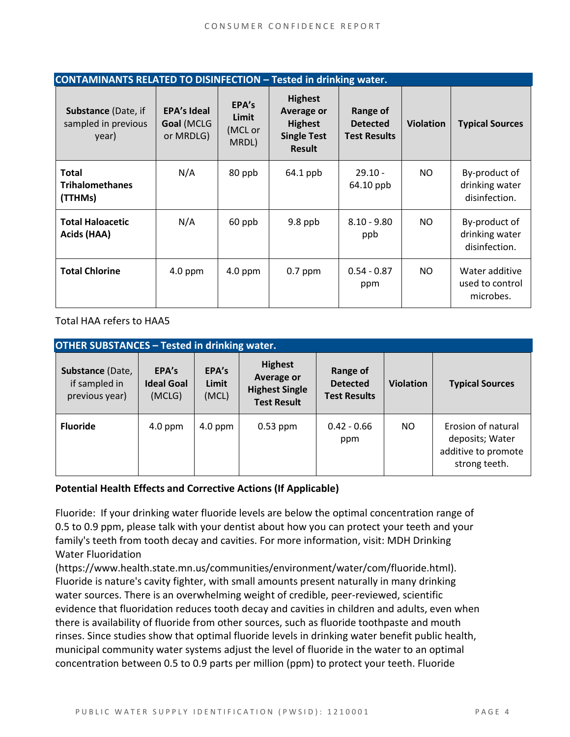| CONTAINMINANTS RELATED TO DISINFECTION – Tested in drinking water. | | | | | | |
|---|---|---|---|---|---|---|
| **Substance** (Date, if sampled in previous year) | **EPA's Ideal Goal** (MCLG or MRDLG) | **EPA's Limit** (MCL or MRDL) | **Highest Average or Highest Single Test Result** | **Range of Detected Test Results** | **Violation** | **Typical Sources** |
| **Total Trihalomethanes (TTHMs)** | N/A | 80 ppb | 64.1 ppb | 29.10 - 64.10 ppb | NO | By-product of drinking water disinfection. |
| **Total Haloacetic Acids (HAA)** | N/A | 60 ppb | 9.8 ppb | 8.10 - 9.80 ppb | NO | By-product of drinking water disinfection. |
| **Total Chlorine** | 4.0 ppm | 4.0 ppm | 0.7 ppm | 0.54 - 0.87 ppm | NO | Water additive used to control microbes. |

Total HAA refers to HAA5

| OTHER SUBSTANCES – Tested in drinking water. | | | | | | |
|---|---|---|---|---|---|---|
| **Substance** (Date, if sampled in previous year) | **EPA's Ideal Goal** (MCLG) | **EPA's Limit** (MCL) | **Highest Average or Highest Single Test Result** | **Range of Detected Test Results** | **Violation** | **Typical Sources** |
| **Fluoride** | 4.0 ppm | 4.0 ppm | 0.53 ppm | 0.42 - 0.66 ppm | NO | Erosion of natural deposits; Water additive to promote strong teeth. |

**Potential Health Effects and Corrective Actions (If Applicable)**

Fluoride: If your drinking water fluoride levels are below the optimal concentration range of 0.5 to 0.9 ppm, please talk with your dentist about how you can protect your teeth and your family's teeth from tooth decay and cavities. For more information, visit: MDH Drinking Water Fluoridation (https://www.health.state.mn.us/communities/environment/water/com/fluoride.html). Fluoride is nature's cavity fighter, with small amounts present naturally in many drinking water sources. There is an overwhelming weight of credible, peer-reviewed, scientific evidence that fluoridation reduces tooth decay and cavities in children and adults, even when there is availability of fluoride from other sources, such as fluoride toothpaste and mouth rinses. Since studies show that optimal fluoride levels in drinking water benefit public health, municipal community water systems adjust the level of fluoride in the water to an optimal concentration between 0.5 to 0.9 parts per million (ppm) to protect your teeth. Fluoride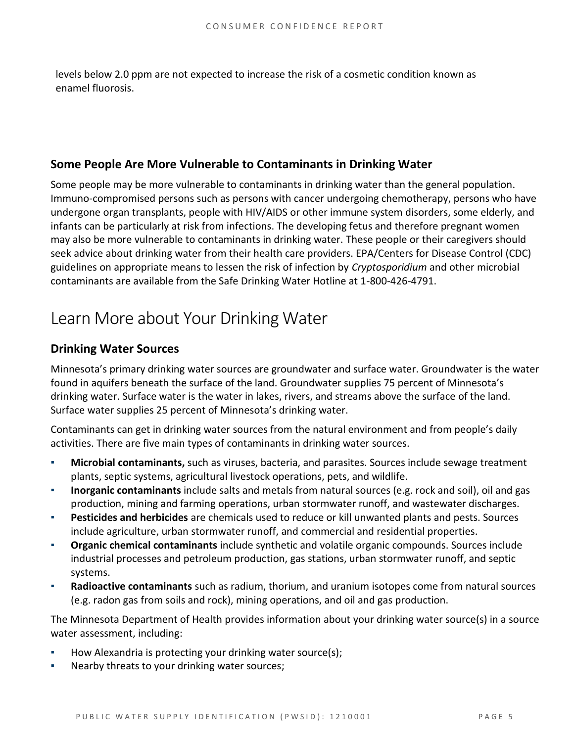levels below 2.0 ppm are not expected to increase the risk of a cosmetic condition known as enamel fluorosis.

### Some People Are More Vulnerable to Contaminants in Drinking Water

Some people may be more vulnerable to contaminants in drinking water than the general population. Immuno-compromised persons such as persons with cancer undergoing chemotherapy, persons who have undergone organ transplants, people with HIV/AIDS or other immune system disorders, some elderly, and infants can be particularly at risk from infections. The developing fetus and therefore pregnant women may also be more vulnerable to contaminants in drinking water. These people or their caregivers should seek advice about drinking water from their health care providers. EPA/Centers for Disease Control (CDC) guidelines on appropriate means to lessen the risk of infection by *Cryptosporidium* and other microbial contaminants are available from the Safe Drinking Water Hotline at 1-800-426-4791.

## Learn More about Your Drinking Water

### Drinking Water Sources

Minnesota's primary drinking water sources are groundwater and surface water. Groundwater is the water found in aquifers beneath the surface of the land. Groundwater supplies 75 percent of Minnesota's drinking water. Surface water is the water in lakes, rivers, and streams above the surface of the land. Surface water supplies 25 percent of Minnesota's drinking water.

Contaminants can get in drinking water sources from the natural environment and from people's daily activities. There are five main types of contaminants in drinking water sources.

- **Microbial contaminants,** such as viruses, bacteria, and parasites. Sources include sewage treatment plants, septic systems, agricultural livestock operations, pets, and wildlife.
- **Inorganic contaminants** include salts and metals from natural sources (e.g. rock and soil), oil and gas production, mining and farming operations, urban stormwater runoff, and wastewater discharges.
- **Pesticides and herbicides** are chemicals used to reduce or kill unwanted plants and pests. Sources include agriculture, urban stormwater runoff, and commercial and residential properties.
- **Organic chemical contaminants** include synthetic and volatile organic compounds. Sources include industrial processes and petroleum production, gas stations, urban stormwater runoff, and septic systems.
- **Radioactive contaminants** such as radium, thorium, and uranium isotopes come from natural sources (e.g. radon gas from soils and rock), mining operations, and oil and gas production.

The Minnesota Department of Health provides information about your drinking water source(s) in a source water assessment, including:

- How Alexandria is protecting your drinking water source(s);
- Nearby threats to your drinking water sources;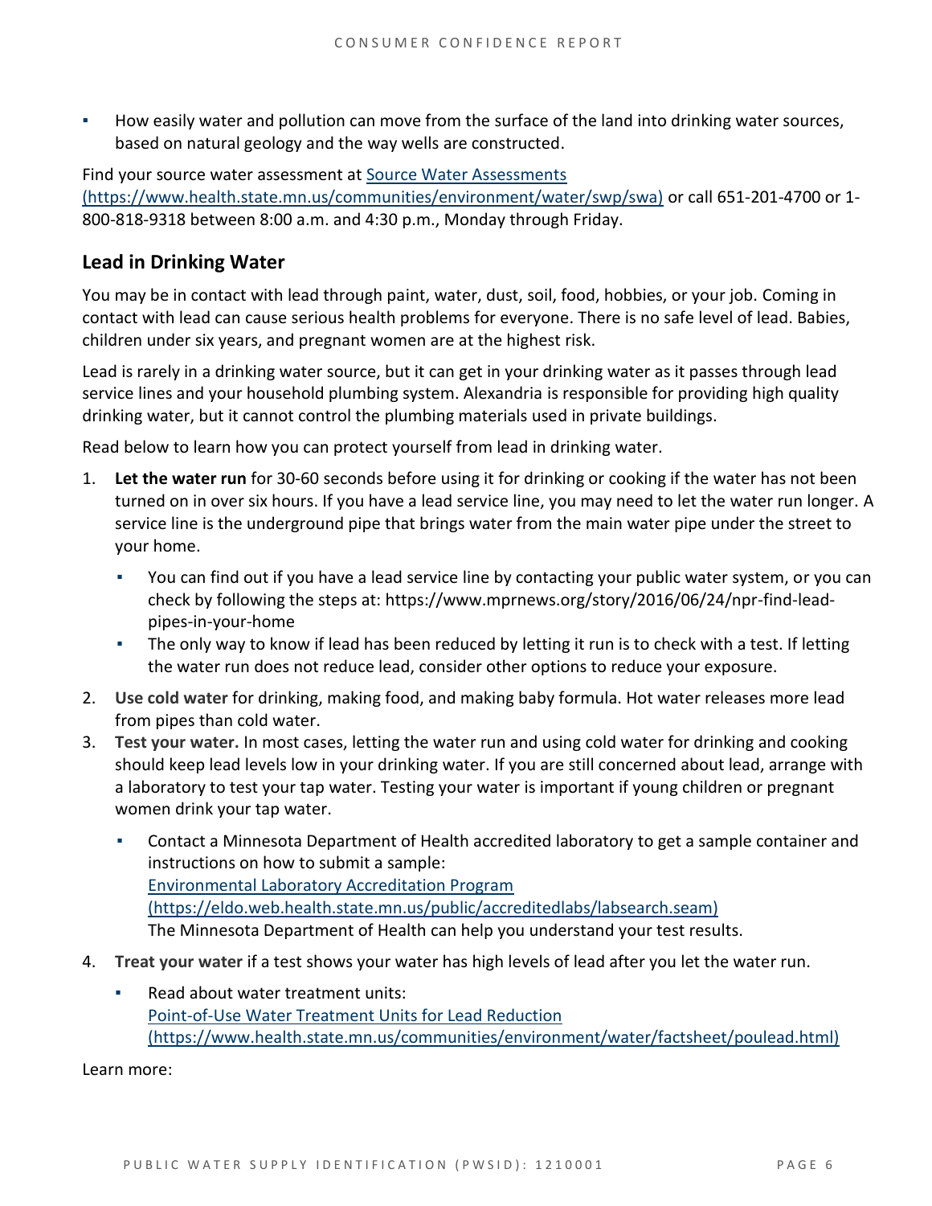- How easily water and pollution can move from the surface of the land into drinking water sources, based on natural geology and the way wells are constructed.

Find your source water assessment at [Source Water Assessments (https://www.health.state.mn.us/communities/environment/water/swp/swa)](https://www.health.state.mn.us/communities/environment/water/swp/swa) or call 651-201-4700 or 1-800-818-9318 between 8:00 a.m. and 4:30 p.m., Monday through Friday.

## Lead in Drinking Water

You may be in contact with lead through paint, water, dust, soil, food, hobbies, or your job. Coming in contact with lead can cause serious health problems for everyone. There is no safe level of lead. Babies, children under six years, and pregnant women are at the highest risk.

Lead is rarely in a drinking water source, but it can get in your drinking water as it passes through lead service lines and your household plumbing system. Alexandria is responsible for providing high quality drinking water, but it cannot control the plumbing materials used in private buildings.

Read below to learn how you can protect yourself from lead in drinking water.

1. **Let the water run** for 30-60 seconds before using it for drinking or cooking if the water has not been turned on in over six hours. If you have a lead service line, you may need to let the water run longer. A service line is the underground pipe that brings water from the main water pipe under the street to your home.
   - You can find out if you have a lead service line by contacting your public water system, or you can check by following the steps at: https://www.mprnews.org/story/2016/06/24/npr-find-lead-pipes-in-your-home
   - The only way to know if lead has been reduced by letting it run is to check with a test. If letting the water run does not reduce lead, consider other options to reduce your exposure.
2. **Use cold water** for drinking, making food, and making baby formula. Hot water releases more lead from pipes than cold water.
3. **Test your water.** In most cases, letting the water run and using cold water for drinking and cooking should keep lead levels low in your drinking water. If you are still concerned about lead, arrange with a laboratory to test your tap water. Testing your water is important if young children or pregnant women drink your tap water.
   - Contact a Minnesota Department of Health accredited laboratory to get a sample container and instructions on how to submit a sample:
     [Environmental Laboratory Accreditation Program (https://eldo.web.health.state.mn.us/public/accreditedlabs/labsearch.seam)](https://eldo.web.health.state.mn.us/public/accreditedlabs/labsearch.seam)
     The Minnesota Department of Health can help you understand your test results.
4. **Treat your water** if a test shows your water has high levels of lead after you let the water run.
   - Read about water treatment units:
     [Point-of-Use Water Treatment Units for Lead Reduction (https://www.health.state.mn.us/communities/environment/water/factsheet/poulead.html)](https://www.health.state.mn.us/communities/environment/water/factsheet/poulead.html)

Learn more: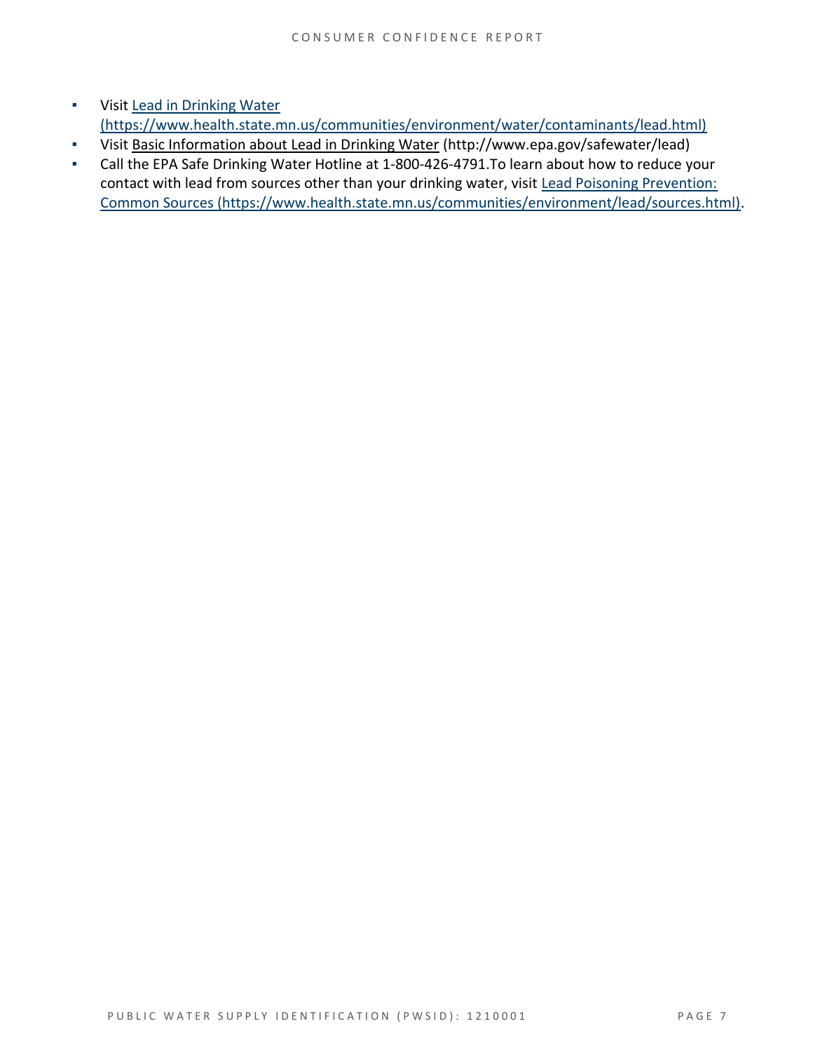- Visit Lead in Drinking Water (https://www.health.state.mn.us/communities/environment/water/contaminants/lead.html)
- Visit Basic Information about Lead in Drinking Water (http://www.epa.gov/safewater/lead)
- Call the EPA Safe Drinking Water Hotline at 1-800-426-4791.To learn about how to reduce your contact with lead from sources other than your drinking water, visit Lead Poisoning Prevention: Common Sources (https://www.health.state.mn.us/communities/environment/lead/sources.html).